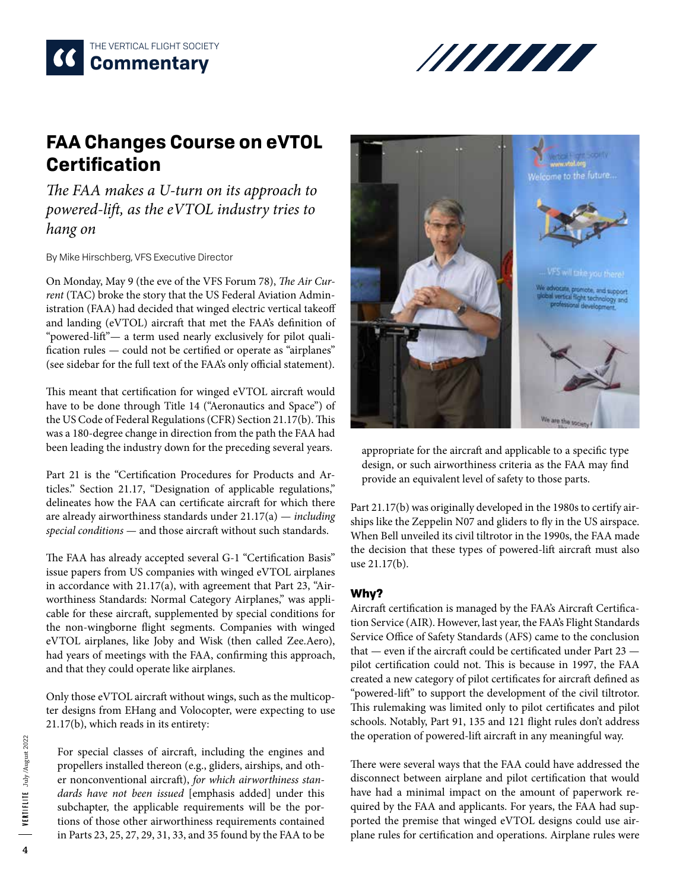# FAA Changes Course on eVTOL Certification

*The FAA makes a U-turn on its approach to powered-lift, as the eVTOL industry tries to hang on*

By Mike Hirschberg, VFS Executive Director

On Monday, May 9 (the eve of the VFS Forum 78), *The Air Current* (TAC) broke the story that the US Federal Aviation Administration (FAA) had decided that winged electric vertical takeoff and landing (eVTOL) aircraft that met the FAA's definition of "powered-lift"— a term used nearly exclusively for pilot qualification rules — could not be certified or operate as "airplanes" (see sidebar for the full text of the FAA's only official statement).

This meant that certification for winged eVTOL aircraft would have to be done through Title 14 ("Aeronautics and Space") of the US Code of Federal Regulations (CFR) Section 21.17(b). This was a 180-degree change in direction from the path the FAA had been leading the industry down for the preceding several years.

Part 21 is the "Certification Procedures for Products and Articles." Section 21.17, "Designation of applicable regulations," delineates how the FAA can certificate aircraft for which there are already airworthiness standards under 21.17(a) — *including special conditions* — and those aircraft without such standards.

The FAA has already accepted several G-1 "Certification Basis" issue papers from US companies with winged eVTOL airplanes in accordance with 21.17(a), with agreement that Part 23, "Airworthiness Standards: Normal Category Airplanes," was applicable for these aircraft, supplemented by special conditions for the non-wingborne flight segments. Companies with winged eVTOL airplanes, like Joby and Wisk (then called Zee.Aero), had years of meetings with the FAA, confirming this approach, and that they could operate like airplanes.

Only those eVTOL aircraft without wings, such as the multicopter designs from EHang and Volocopter, were expecting to use 21.17(b), which reads in its entirety:

> For special classes of aircraft, including the engines and propellers installed thereon (e.g., gliders, airships, and other nonconventional aircraft), *for which airworthiness standards have not been issued* [emphasis added] under this subchapter, the applicable requirements will be the portions of those other airworthiness requirements contained in Parts 23, 25, 27, 29, 31, 33, and 35 found by the FAA to be appropriate for the aircraft and applicable to a specific type design, or such airworthiness criteria as the FAA may find provide an equivalent level of safety to those parts.

Part 21.17(b) was originally developed in the 1980s to certify airships like the Zeppelin N07 and gliders to fly in the US airspace. When Bell unveiled its civil tiltrotor in the 1990s, the FAA made the decision that these types of powered-lift aircraft must also use 21.17(b).

## Why?

Aircraft certification is managed by the FAA's Aircraft Certification Service (AIR). However, last year, the FAA's Flight Standards Service Office of Safety Standards (AFS) came to the conclusion that — even if the aircraft could be certificated under Part 23 — pilot certification could not. This is because in 1997, the FAA created a new category of pilot certificates for aircraft defined as "powered-lift" to support the development of the civil tiltrotor. This rulemaking was limited only to pilot certificates and pilot schools. Notably, Part 91, 135 and 121 flight rules don't address the operation of powered-lift aircraft in any meaningful way.

There were several ways that the FAA could have addressed the disconnect between airplane and pilot certification that would have had a minimal impact on the amount of paperwork required by the FAA and applicants. For years, the FAA had supported the premise that winged eVTOL designs could use airplane rules for certification and operations. Airplane rules were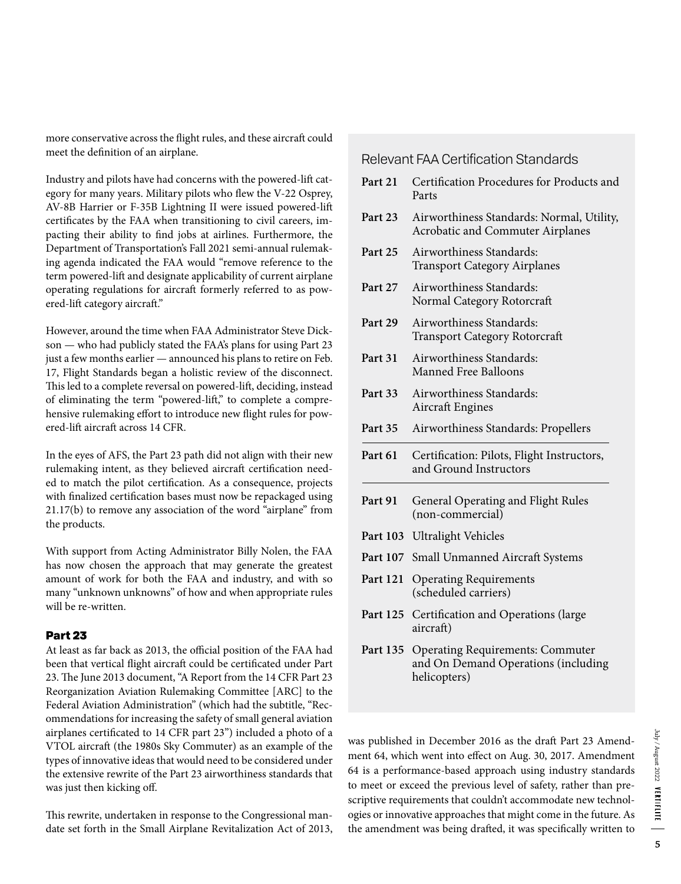more conservative across the flight rules, and these aircraft could meet the definition of an airplane.

Industry and pilots have had concerns with the powered-lift category for many years. Military pilots who flew the V-22 Osprey, AV-8B Harrier or F-35B Lightning II were issued powered-lift certificates by the FAA when transitioning to civil careers, impacting their ability to find jobs at airlines. Furthermore, the Department of Transportation's Fall 2021 semi-annual rulemaking agenda indicated the FAA would "remove reference to the term powered-lift and designate applicability of current airplane operating regulations for aircraft formerly referred to as powered-lift category aircraft."

However, around the time when FAA Administrator Steve Dickson — who had publicly stated the FAA's plans for using Part 23 just a few months earlier — announced his plans to retire on Feb. 17, Flight Standards began a holistic review of the disconnect. This led to a complete reversal on powered-lift, deciding, instead of eliminating the term "powered-lift," to complete a comprehensive rulemaking effort to introduce new flight rules for powered-lift aircraft across 14 CFR.

In the eyes of AFS, the Part 23 path did not align with their new rulemaking intent, as they believed aircraft certification needed to match the pilot certification. As a consequence, projects with finalized certification bases must now be repackaged using 21.17(b) to remove any association of the word "airplane" from the products.

With support from Acting Administrator Billy Nolen, the FAA has now chosen the approach that may generate the greatest amount of work for both the FAA and industry, and with so many "unknown unknowns" of how and when appropriate rules will be re-written.

### Part 23

At least as far back as 2013, the official position of the FAA had been that vertical flight aircraft could be certificated under Part 23. The June 2013 document, "A Report from the 14 CFR Part 23 Reorganization Aviation Rulemaking Committee [ARC] to the Federal Aviation Administration" (which had the subtitle, "Recommendations for increasing the safety of small general aviation airplanes certificated to 14 CFR part 23") included a photo of a VTOL aircraft (the 1980s Sky Commuter) as an example of the types of innovative ideas that would need to be considered under the extensive rewrite of the Part 23 airworthiness standards that was just then kicking off.

This rewrite, undertaken in response to the Congressional mandate set forth in the Small Airplane Revitalization Act of 2013, was published in December 2016 as the draft Part 23 Amendment 64, which went into effect on Aug. 30, 2017. Amendment 64 is a performance-based approach using industry standards to meet or exceed the previous level of safety, rather than prescriptive requirements that couldn't accommodate new technologies or innovative approaches that might come in the future. As the amendment was being drafted, it was specifically written to

#### Relevant FAA Certification Standards

| | |
|---|---|
| **Part 21** | Certification Procedures for Products and Parts |
| **Part 23** | Airworthiness Standards: Normal, Utility, Acrobatic and Commuter Airplanes |
| **Part 25** | Airworthiness Standards: Transport Category Airplanes |
| **Part 27** | Airworthiness Standards: Normal Category Rotorcraft |
| **Part 29** | Airworthiness Standards: Transport Category Rotorcraft |
| **Part 31** | Airworthiness Standards: Manned Free Balloons |
| **Part 33** | Airworthiness Standards: Aircraft Engines |
| **Part 35** | Airworthiness Standards: Propellers |
| **Part 61** | Certification: Pilots, Flight Instructors, and Ground Instructors |
| **Part 91** | General Operating and Flight Rules (non-commercial) |
| **Part 103** | Ultralight Vehicles |
| **Part 107** | Small Unmanned Aircraft Systems |
| **Part 121** | Operating Requirements (scheduled carriers) |
| **Part 125** | Certification and Operations (large aircraft) |
| **Part 135** | Operating Requirements: Commuter and On Demand Operations (including helicopters) |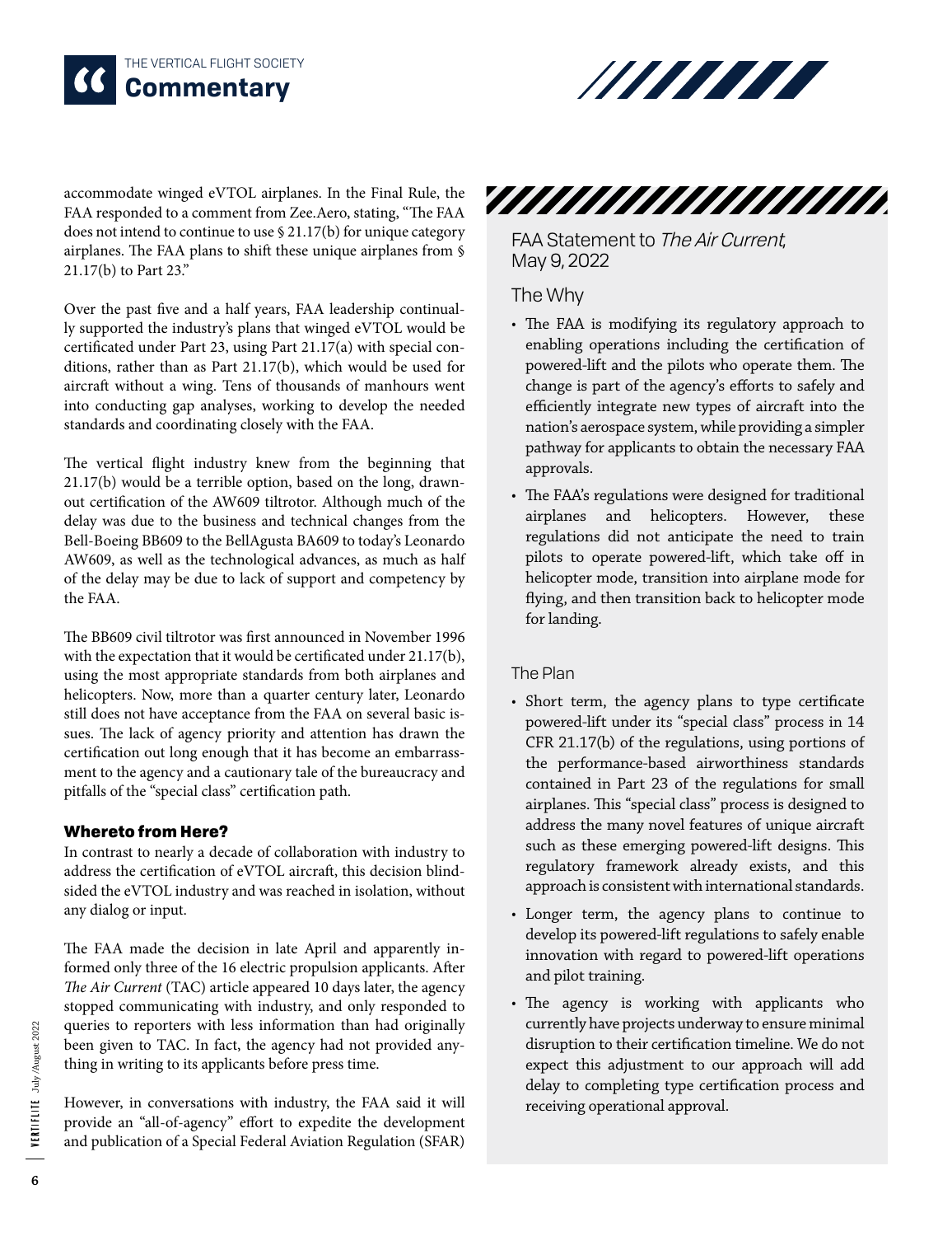accommodate winged eVTOL airplanes. In the Final Rule, the FAA responded to a comment from Zee.Aero, stating, "The FAA does not intend to continue to use § 21.17(b) for unique category airplanes. The FAA plans to shift these unique airplanes from § 21.17(b) to Part 23."

Over the past five and a half years, FAA leadership continually supported the industry's plans that winged eVTOL would be certificated under Part 23, using Part 21.17(a) with special conditions, rather than as Part 21.17(b), which would be used for aircraft without a wing. Tens of thousands of manhours went into conducting gap analyses, working to develop the needed standards and coordinating closely with the FAA.

The vertical flight industry knew from the beginning that 21.17(b) would be a terrible option, based on the long, drawn-out certification of the AW609 tiltrotor. Although much of the delay was due to the business and technical changes from the Bell-Boeing BB609 to the BellAgusta BA609 to today's Leonardo AW609, as well as the technological advances, as much as half of the delay may be due to lack of support and competency by the FAA.

The BB609 civil tiltrotor was first announced in November 1996 with the expectation that it would be certificated under 21.17(b), using the most appropriate standards from both airplanes and helicopters. Now, more than a quarter century later, Leonardo still does not have acceptance from the FAA on several basic issues. The lack of agency priority and attention has drawn the certification out long enough that it has become an embarrassment to the agency and a cautionary tale of the bureaucracy and pitfalls of the "special class" certification path.

### Whereto from Here?

In contrast to nearly a decade of collaboration with industry to address the certification of eVTOL aircraft, this decision blindsided the eVTOL industry and was reached in isolation, without any dialog or input.

The FAA made the decision in late April and apparently informed only three of the 16 electric propulsion applicants. After *The Air Current* (TAC) article appeared 10 days later, the agency stopped communicating with industry, and only responded to queries to reporters with less information than had originally been given to TAC. In fact, the agency had not provided anything in writing to its applicants before press time.

However, in conversations with industry, the FAA said it will provide an "all-of-agency" effort to expedite the development and publication of a Special Federal Aviation Regulation (SFAR)

## FAA Statement to *The Air Current*, May 9, 2022

### The Why

- The FAA is modifying its regulatory approach to enabling operations including the certification of powered-lift and the pilots who operate them. The change is part of the agency's efforts to safely and efficiently integrate new types of aircraft into the nation's aerospace system, while providing a simpler pathway for applicants to obtain the necessary FAA approvals.
- The FAA's regulations were designed for traditional airplanes and helicopters. However, these regulations did not anticipate the need to train pilots to operate powered-lift, which take off in helicopter mode, transition into airplane mode for flying, and then transition back to helicopter mode for landing.

### The Plan

- Short term, the agency plans to type certificate powered-lift under its "special class" process in 14 CFR 21.17(b) of the regulations, using portions of the performance-based airworthiness standards contained in Part 23 of the regulations for small airplanes. This "special class" process is designed to address the many novel features of unique aircraft such as these emerging powered-lift designs. This regulatory framework already exists, and this approach is consistent with international standards.
- Longer term, the agency plans to continue to develop its powered-lift regulations to safely enable innovation with regard to powered-lift operations and pilot training.
- The agency is working with applicants who currently have projects underway to ensure minimal disruption to their certification timeline. We do not expect this adjustment to our approach will add delay to completing type certification process and receiving operational approval.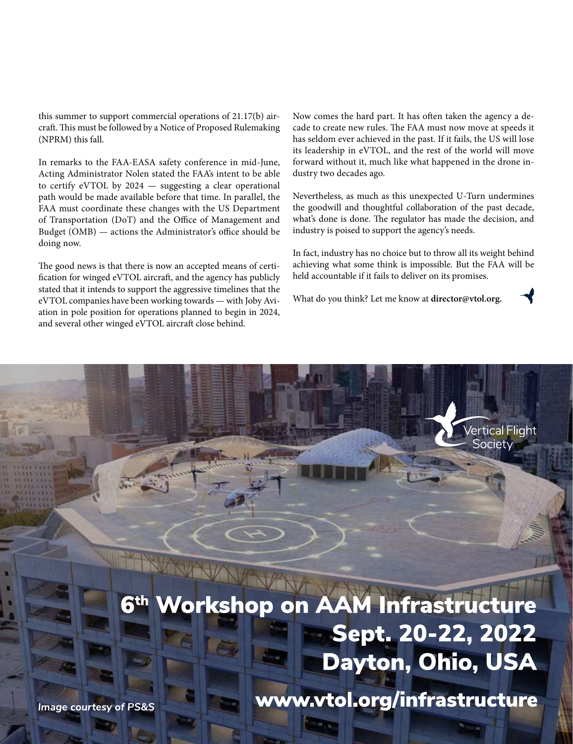this summer to support commercial operations of 21.17(b) aircraft. This must be followed by a Notice of Proposed Rulemaking (NPRM) this fall.

In remarks to the FAA-EASA safety conference in mid-June, Acting Administrator Nolen stated the FAA's intent to be able to certify eVTOL by 2024 — suggesting a clear operational path would be made available before that time. In parallel, the FAA must coordinate these changes with the US Department of Transportation (DoT) and the Office of Management and Budget (OMB) — actions the Administrator's office should be doing now.

The good news is that there is now an accepted means of certification for winged eVTOL aircraft, and the agency has publicly stated that it intends to support the aggressive timelines that the eVTOL companies have been working towards — with Joby Aviation in pole position for operations planned to begin in 2024, and several other winged eVTOL aircraft close behind.

Now comes the hard part. It has often taken the agency a decade to create new rules. The FAA must now move at speeds it has seldom ever achieved in the past. If it fails, the US will lose its leadership in eVTOL, and the rest of the world will move forward without it, much like what happened in the drone industry two decades ago.

Nevertheless, as much as this unexpected U-Turn undermines the goodwill and thoughtful collaboration of the past decade, what's done is done. The regulator has made the decision, and industry is poised to support the agency's needs.

In fact, industry has no choice but to throw all its weight behind achieving what some think is impossible. But the FAA will be held accountable if it fails to deliver on its promises.

What do you think? Let me know at **director@vtol.org.**

Vertical Flight Society

# 6th Workshop on AAM Infrastructure

## Sept. 20-22, 2022
## Dayton, Ohio, USA

**www.vtol.org/infrastructure**

*Image courtesy of PS&S*